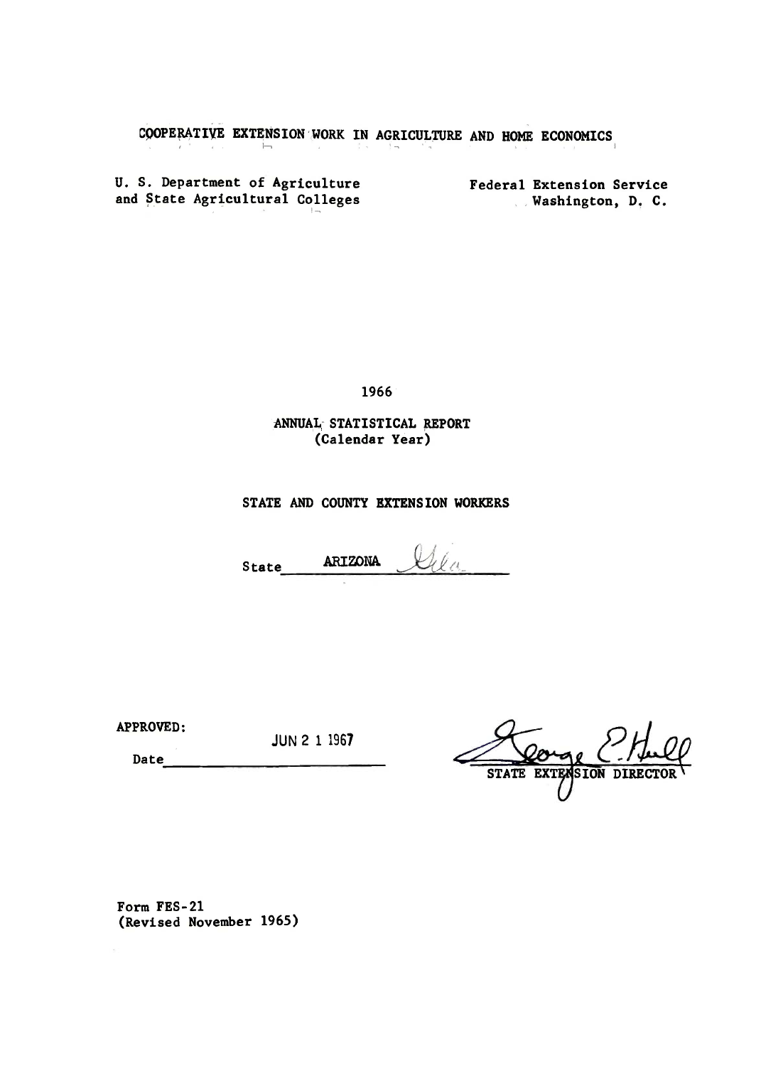COOPERATIVE EXTENSION WORK IN AGRICULTURE AND HOME ECONOMICS

U. S. Department of Agriculture
and State Agricultural Colleges

Federal Extension Service
Washington, D. C.

1966

# ANNUAL STATISTICAL REPORT
(Calendar Year)

## STATE AND COUNTY EXTENSION WORKERS

State ARIZONA Gila

APPROVED:

Date JUN 2 1 1967

George E. Hull
STATE EXTENSION DIRECTOR

Form FES-21
(Revised November 1965)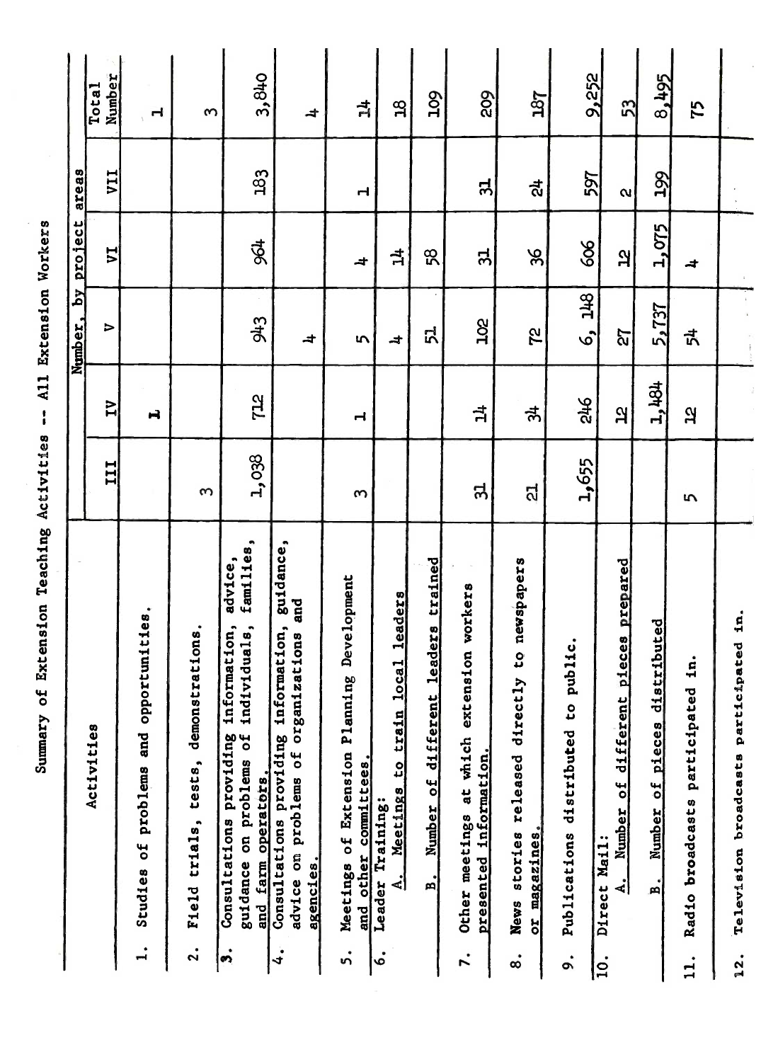# Summary of Extension Teaching Activities -- All Extension Workers

| Activities | Number, by project areas | | | | | Total Number |
|---|---|---|---|---|---|---|
| | III | IV | V | VI | VII | |
| 1. Studies of problems and opportunities. | | 1 | | | | 1 |
| 2. Field trials, tests, demonstrations. | 3 | | | | | 3 |
| 3. Consultations providing information, advice, guidance on problems of individuals, families, and farm operators. | 1,038 | 712 | 943 | 964 | 183 | 3,840 |
| 4. Consultations providing information, guidance, advice on problems of organizations and agencies. | | | 4 | | | 4 |
| 5. Meetings of Extension Planning Development and other committees. | 3 | 1 | 5 | 4 | 1 | 14 |
| 6. Leader Training: A. Meetings to train local leaders | | | 4 | 14 | | 18 |
| B. Number of different leaders trained | | | 51 | 58 | | 109 |
| 7. Other meetings at which extension workers presented information. | 31 | 14 | 102 | 31 | 31 | 209 |
| 8. News stories released directly to newspapers or magazines. | 21 | 34 | 72 | 36 | 24 | 187 |
| 9. Publications distributed to public. | 1,655 | 246 | 6,148 | 606 | 597 | 9,252 |
| 10. Direct Mail: A. Number of different pieces prepared | | 12 | 27 | 12 | 2 | 53 |
| B. Number of pieces distributed | | 1,484 | 5,737 | 1,075 | 199 | 8,495 |
| 11. Radio broadcasts participated in. | 5 | 12 | 54 | 4 | | 75 |
| 12. Television broadcasts participated in. | | | | | | |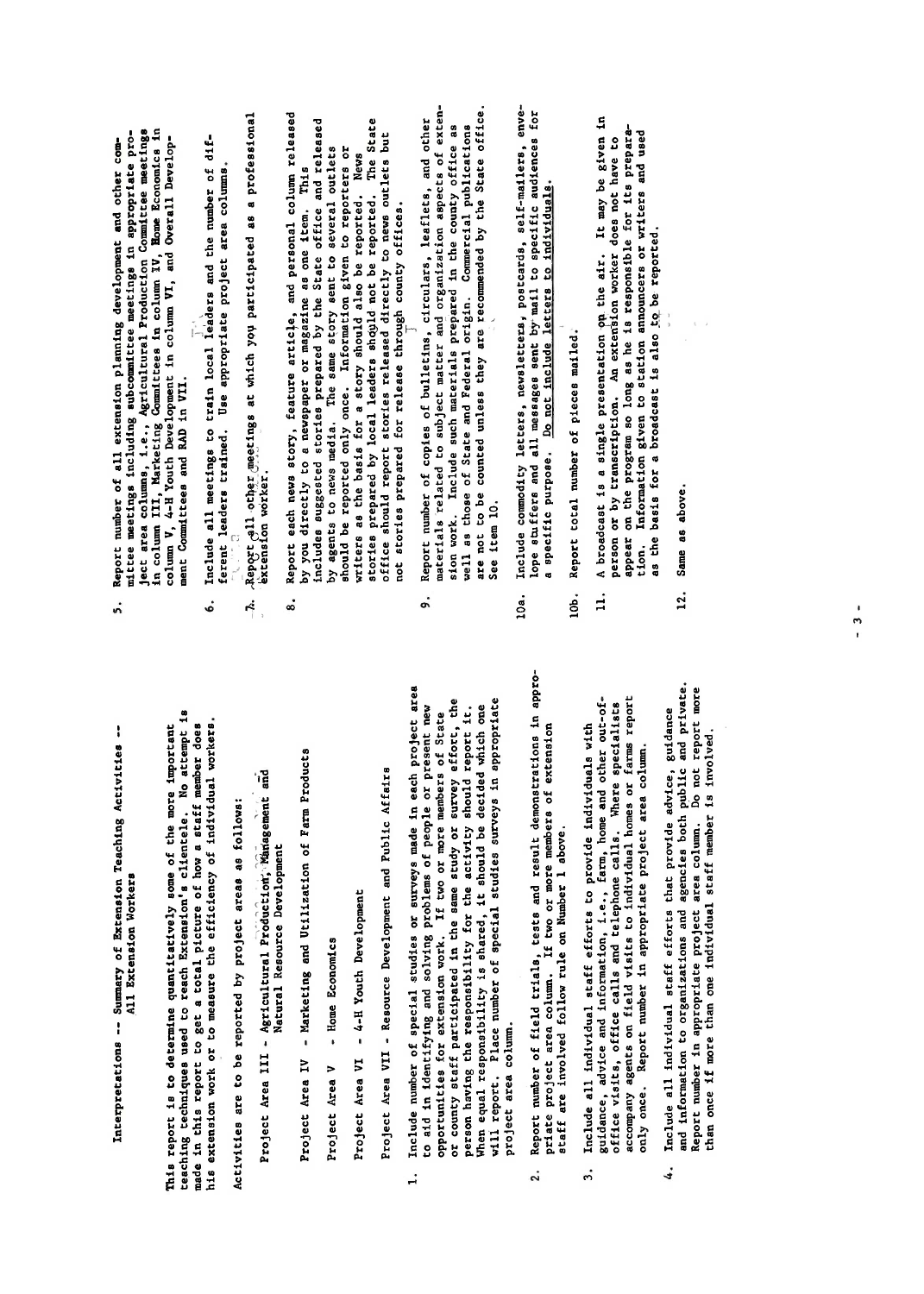# Interpretations -- Summary of Extension Teaching Activities -- All Extension Workers

This report is to determine quantitatively some of the more important teaching techniques used to reach Extension's clientele. No attempt is made in this report to get a total picture of how a staff member does his extension work or to measure the efficiency of individual workers.

Activities are to be reported by project areas as follows:

- Project Area III - Agricultural Production, Management and Natural Resource Development
- Project Area IV - Marketing and Utilization of Farm Products
- Project Area V - Home Economics
- Project Area VI - 4-H Youth Development
- Project Area VII - Resource Development and Public Affairs

1. Include number of special studies or surveys made in each project area to aid in identifying and solving problems of people or present new opportunities for extension work. If two or more members of State or county staff participated in the same study or survey effort, the person having the responsibility for the activity should report it. When equal responsibility is shared, it should be decided which one will report. Place number of special studies surveys in appropriate project area column.

2. Report number of field trials, tests and result demonstrations in appropriate project area column. If two or more members of extension staff are involved follow rule on Number 1 above.

3. Include all individual staff efforts to provide individuals with guidance, advice and information, i.e., farm, home and other out-of-office visits, office calls and telephone calls. Where specialists accompany agents on field visits to individual homes or farms report only once. Report number in appropriate project area column.

4. Include all individual staff efforts that provide advice, guidance and information to organizations and agencies both public and private. Report number in appropriate project area column. Do not report more than once if more than one individual staff member is involved.

5. Report number of all extension planning development and other committee meetings including subcommittee meetings in appropriate project area columns, i.e., Agricultural Production Committee meetings in column III, Marketing Committees in column IV, Home Economics in column V, 4-H Youth Development in column VI, and Overall Development Committees and RAD in VII.

6. Include all meetings to train local leaders and the number of different leaders trained. Use appropriate project area columns.

7. Report all other meetings at which you participated as a professional extension worker.

8. Report each news story, feature article, and personal column released by you directly to a newspaper or magazine as one item. This includes suggested stories prepared by the State office and released by agents to news media. The same story sent to several outlets should be reported only once. Information given to reporters or writers as the basis for a story should also be reported. News stories prepared by local leaders should not be reported. The State office should report stories released directly to news outlets but not stories prepared for release through county offices.

9. Report number of copies of bulletins, circulars, leaflets, and other materials related to subject matter and organization aspects of extension work. Include such materials prepared in the county office as well as those of State and Federal origin. Commercial publications are not to be counted unless they are recommended by the State office. See item 10.

10a. Include commodity letters, newsletters, postcards, self-mailers, envelope stuffers and all messages sent by mail to specific audiences for a specific purpose. <u>Do not include letters to individuals.</u>

10b. Report total number of pieces mailed.

11. A broadcast is a single presentation on the air. It may be given in person or by transcription. An extension worker does not have to appear on the program so long as he is responsible for its preparation. Information given to station announcers or writers and used as the basis for a broadcast is also to be reported.

12. Same as above.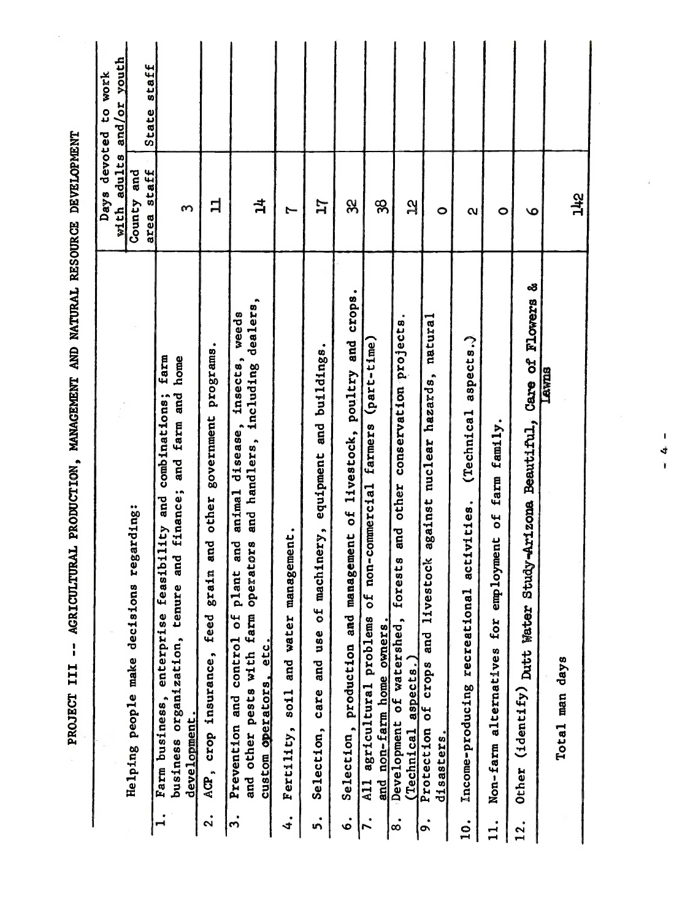# PROJECT III -- AGRICULTURAL PRODUCTION, MANAGEMENT AND NATURAL RESOURCE DEVELOPMENT

| Helping people make decisions regarding: | Days devoted to work with adults and/or youth | |
|---|---|---|
| | County and area staff | State staff |
| 1. Farm business, enterprise feasibility and combinations; farm business organization, tenure and finance; and farm and home development. | 3 | |
| 2. ACP, crop insurance, feed grain and other government programs. | 11 | |
| 3. Prevention and control of plant and animal disease, insects, weeds and other pests with farm operators and handlers, including dealers, custom operators, etc. | 14 | |
| 4. Fertility, soil and water management. | 7 | |
| 5. Selection, care and use of machinery, equipment and buildings. | 17 | |
| 6. Selection, production and management of livestock, poultry and crops. | 32 | |
| 7. All agricultural problems of non-commercial farmers (part-time) and non-farm home owners. | 38 | |
| 8. Development of watershed, forests and other conservation projects. (Technical aspects.) | 12 | |
| 9. Protection of crops and livestock against nuclear hazards, natural disasters. | 0 | |
| 10. Income-producing recreational activities. (Technical aspects.) | 2 | |
| 11. Non-farm alternatives for employment of farm family. | 0 | |
| 12. Other (identify) Dutt Water Study-Arizona Beautiful, Care of Flowers & Lawns | 6 | |
| Total man days | 142 | |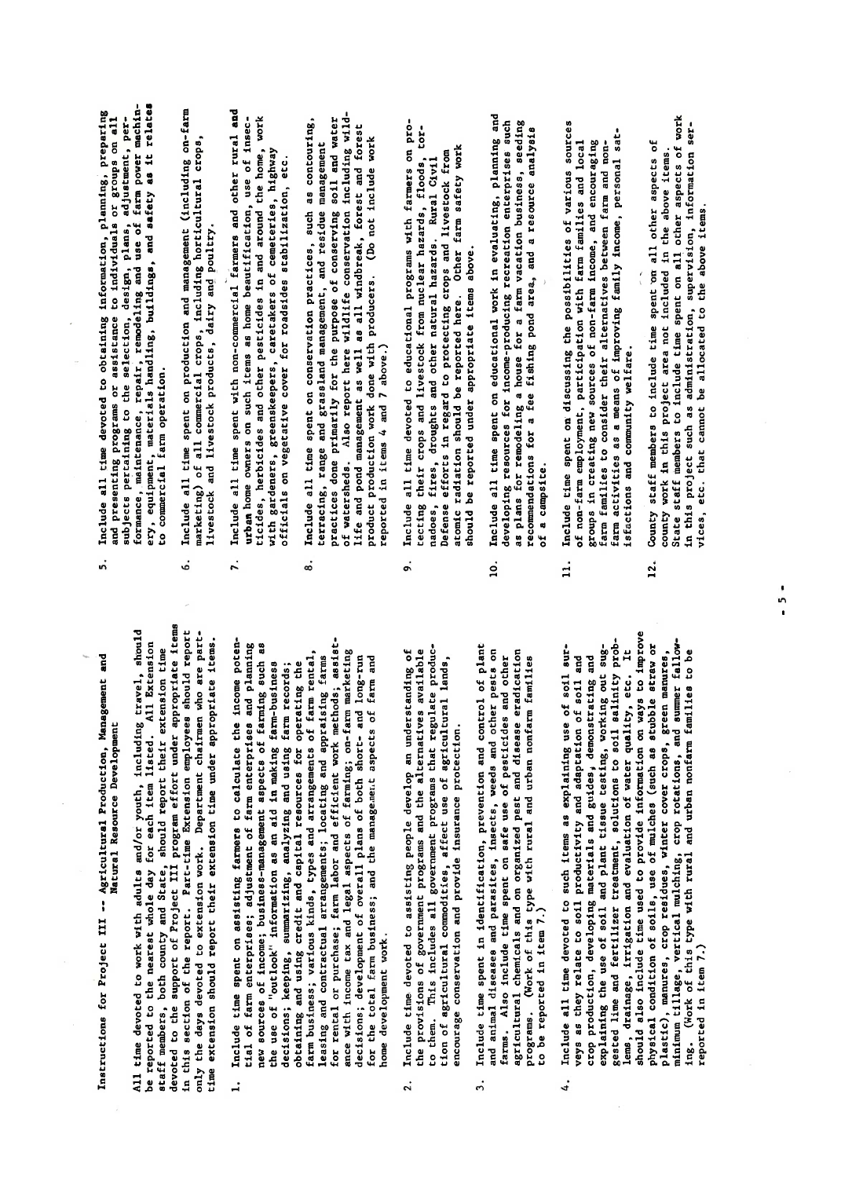## Instructions for Project III -- Agricultural Production, Management and Natural Resource Development

All time devoted to work with adults and/or youth, including travel, should be reported to the nearest whole day for each item listed. All Extension staff members, both county and State, should report their extension time devoted to the support of Project III program effort under appropriate items in this section of the report. Part-time Extension employees should report only the days devoted to extension work. Department chairmen who are part-time extension should report their extension time under appropriate items.

1. Include time spent on assisting farmers to calculate the income potential of farm enterprises; adjustment of farm enterprises and planning new sources of income; business-management aspects of farming such as the use of "outlook" information as an aid in making farm-business decisions; keeping, summarizing, analyzing and using farm records; obtaining and using credit and capital resources for operating the farm business; various kinds, types and arrangements of farm rental, leasing and contractual arrangements; locating and appraising farms for rental or purchase; farm labor and efficient work methods; assistance with income tax and legal aspects of farming; on-farm marketing decisions; development of overall plans of both short- and long-run for the total farm business; and the management aspects of farm and home development work.

2. Include time devoted to assisting people develop an understanding of the provisions of government programs and the alternatives available to them. This includes all government programs that regulate production of agricultural commodities, affect use of agricultural lands, encourage conservation and provide insurance protection.

3. Include time spent in identification, prevention and control of plant and animal diseases and parasites, insects, weeds and other pests on farms. Also include time spent on safe use of pesticides and other agricultural chemicals and on organized pest and disease eradication programs. (Work of this type with rural and urban nonfarm families to be reported in item 7.)

4. Include all time devoted to such items as explaining use of soil surveys as they relate to soil productivity and adaptation of soil and crop production, developing materials and guides, demonstrating and explaining the use of soil and plant tissue testing, working out suggested lime and fertilizer treatment, solutions to soil salinity problems, drainage, irrigation and evaluation of water quality, etc. It should also include time used to provide information on ways to improve physical condition of soils, use of mulches (such as stubble straw or plastic), manures, crop residues, winter cover crops, green manures, minimum tillage, vertical mulching, crop rotations, and summer fallowing. (Work of this type with rural and urban nonfarm families to be reported in item 7.)

5. Include all time devoted to obtaining information, planning, preparing and presenting programs or assistance to individuals or groups on all subjects pertaining to the selection, design, plans, adjustment, performance, maintenance, repair, remodeling and use of farm power machinery, equipment, materials handling, buildings, and safety as it relates to commercial farm operation.

6. Include all time spent on production and management (including on-farm marketing) of all commercial crops, including horticultural crops, livestock and livestock products, dairy and poultry.

7. Include all time spent with non-commercial farmers and other rural and urban home owners on such items as home beautification, use of insecticides, herbicides and other pesticides in and around the home, work with gardeners, greenskeepers, caretakers of cemeteries, highway officials on vegetative cover for roadsides stabilization, etc.

8. Include all time spent on conservation practices, such as contouring, terracing, range and grassland management, and residue management practices done primarily for the purpose of conserving soil and water of watersheds. Also report here wildlife conservation including wildlife and pond management as well as all windbreak, forest and forest product production work done with producers. (Do not include work reported in items 4 and 7 above.)

9. Include all time devoted to educational programs with farmers on protecting their crops and livestock from nuclear hazards, floods, tornadoes, fires, droughts and other natural hazards. Rural Civil Defense efforts in regard to protecting crops and livestock from atomic radiation should be reported here. Other farm safety work should be reported under appropriate items above.

10. Include all time spent on educational work in evaluating, planning and developing resources for income-producing recreation enterprises such as plans for remodeling a house for a farm vacation business, seeding recommendations for a fee fishing pond area, and a resource analysis of a campsite.

11. Include time spent on discussing the possibilities of various sources of non-farm employment, participation with farm families and local groups in creating new sources of non-farm income, and encouraging farm families to consider their alternatives between farm and non-farm activities as a means of improving family income, personal satisfactions and community welfare.

12. County staff members to include time spent on all other aspects of county work in this project area not included in the above items. State staff members to include time spent on all other aspects of work in this project such as administration, supervision, information services, etc. that cannot be allocated to the above items.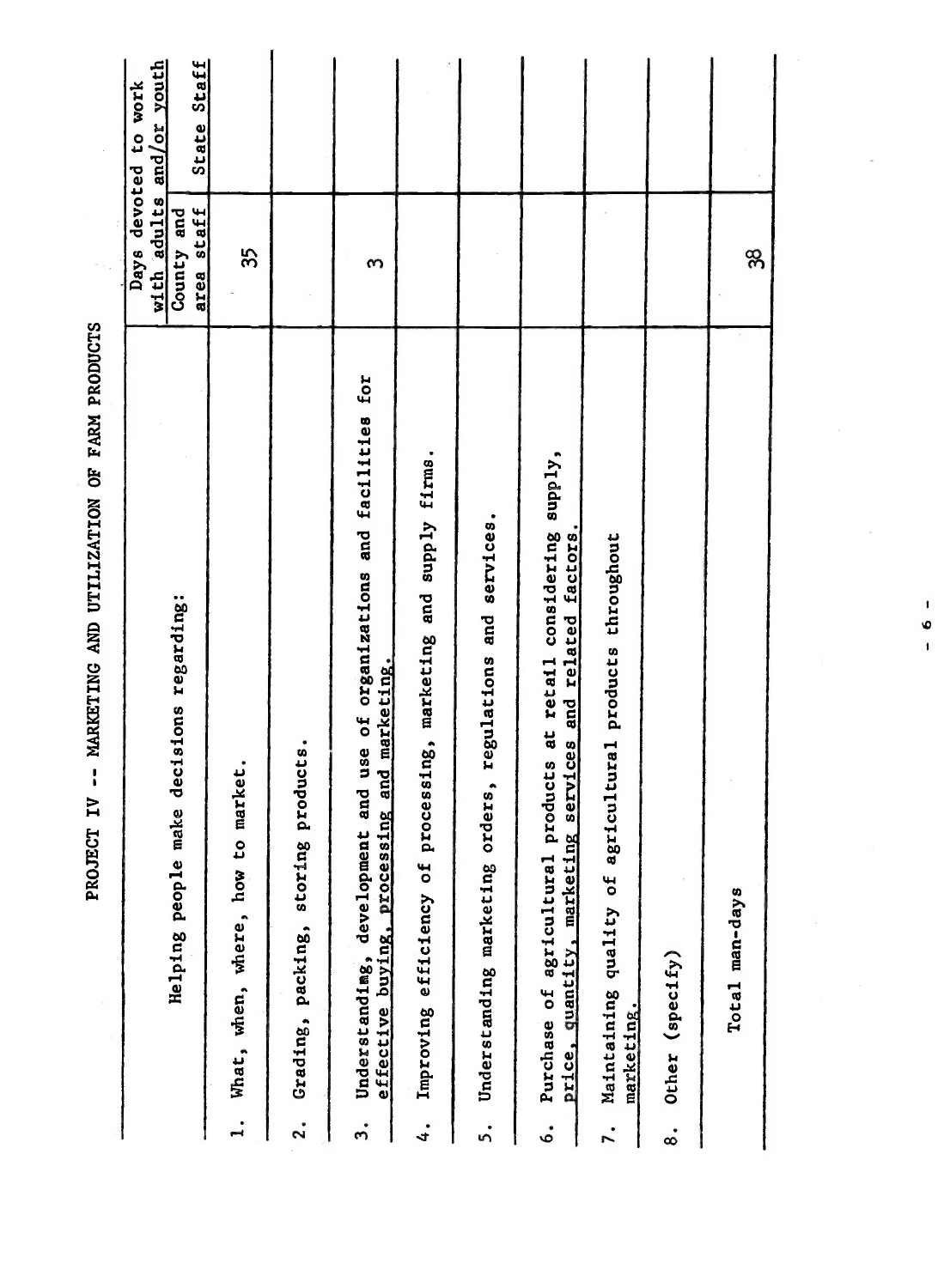# PROJECT IV -- MARKETING AND UTILIZATION OF FARM PRODUCTS

| Helping people make decisions regarding: | Days devoted to work with adults and/or youth | |
|---|---|---|
| | County and area staff | State Staff |
| 1. What, when, where, how to market. | 35 | |
| 2. Grading, packing, storing products. | | |
| 3. Understanding, development and use of organizations and facilities for effective buying, processing and marketing. | 3 | |
| 4. Improving efficiency of processing, marketing and supply firms. | | |
| 5. Understanding marketing orders, regulations and services. | | |
| 6. Purchase of agricultural products at retail considering supply, price, quantity, marketing services and related factors. | | |
| 7. Maintaining quality of agricultural products throughout marketing. | | |
| 8. Other (specify) | | |
| Total man-days | 38 | |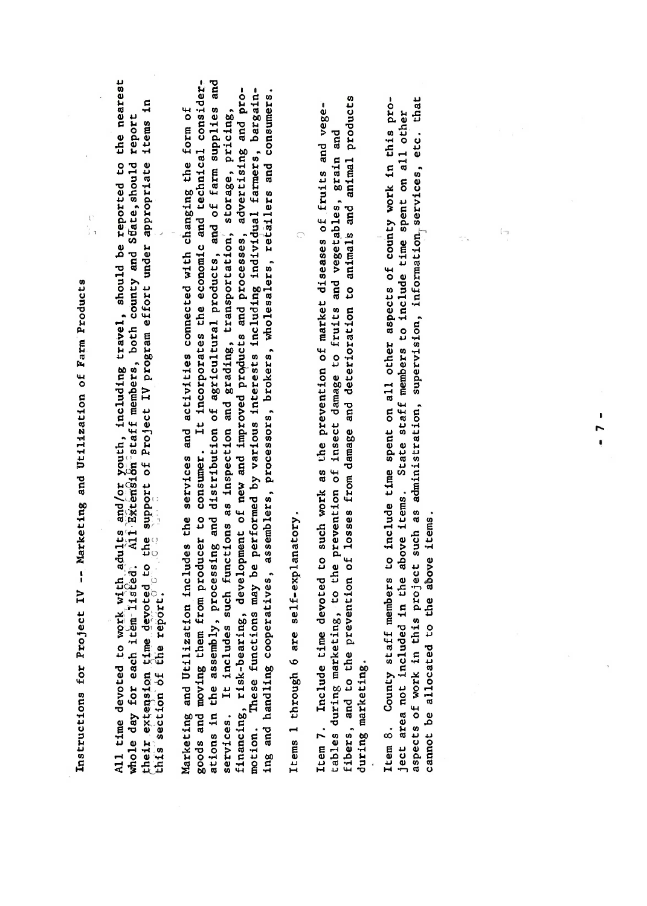## Instructions for Project IV -- Marketing and Utilization of Farm Products

All time devoted to work with adults and/or youth, including travel, should be reported to the nearest whole day for each item listed. All Extension staff members, both county and State, should report their extension time devoted to the support of Project IV program effort under appropriate items in this section of the report.

Marketing and Utilization includes the services and activities connected with changing the form of goods and moving them from producer to consumer. It incorporates the economic and technical considerations in the assembly, processing and distribution of agricultural products, and of farm supplies and services. It includes such functions as inspection and grading, transportation, storage, pricing, financing, risk-bearing, development of new and improved products and processes, advertising and promotion. These functions may be performed by various interests including individual farmers, bargaining and handling cooperatives, assemblers, processors, brokers, wholesalers, retailers and consumers.

Items 1 through 6 are self-explanatory.

Item 7. Include time devoted to such work as the prevention of market diseases of fruits and vegetables during marketing, to the prevention of insect damage to fruits and vegetables, grain and fibers, and to the prevention of losses from damage and deterioration to animals and animal products during marketing.

Item 8. County staff members to include time spent on all other aspects of county work in this project area not included in the above items. State staff members to include time spent on all other aspects of work in this project such as administration, supervision, information services, etc. that cannot be allocated to the above items.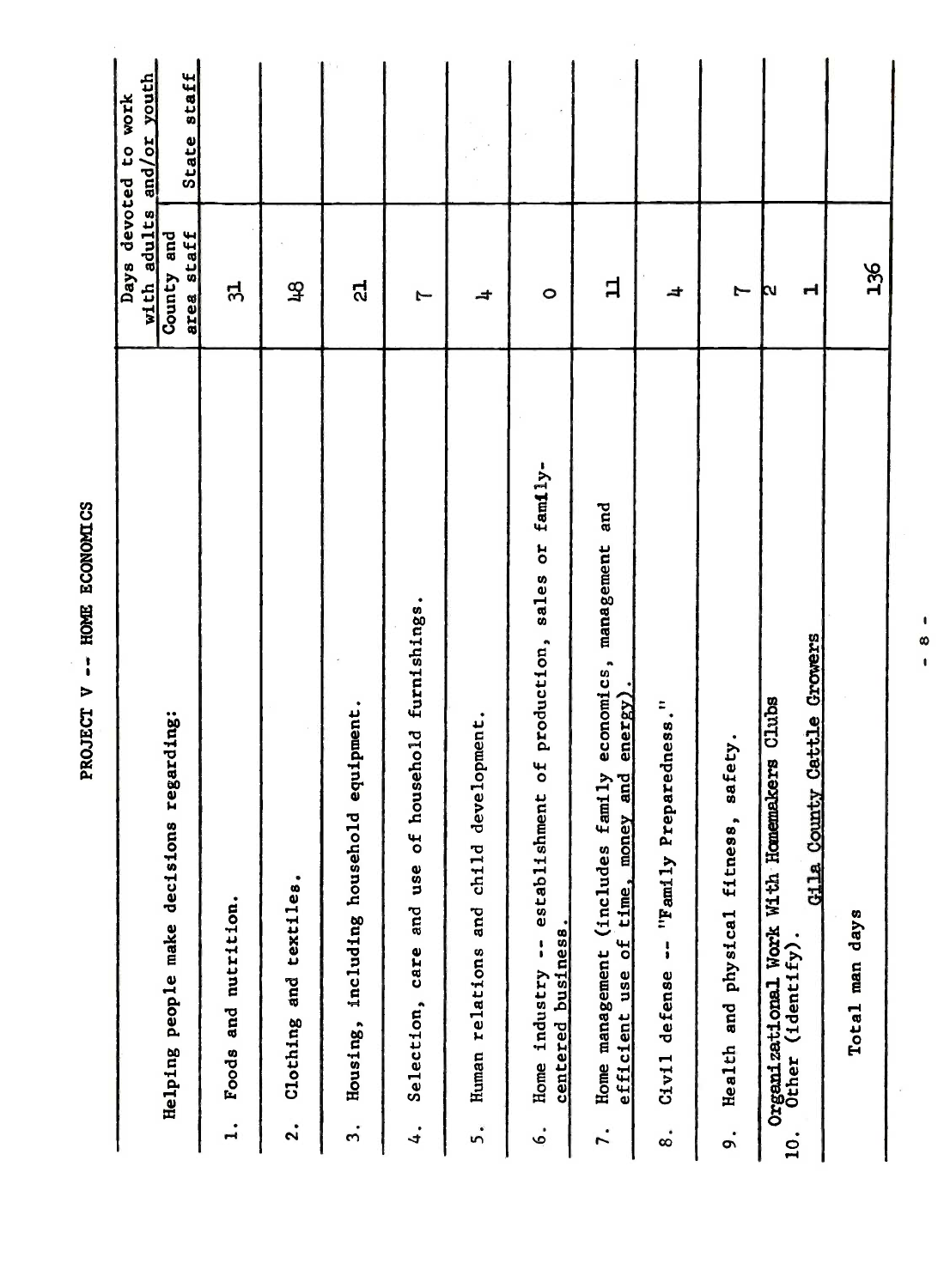# PROJECT V -- HOME ECONOMICS

| Helping people make decisions regarding: | Days devoted to work with adults and/or youth | |
|---|---|---|
| | County and area staff | State staff |
| 1. Foods and nutrition. | 31 | |
| 2. Clothing and textiles. | 48 | |
| 3. Housing, including household equipment. | 21 | |
| 4. Selection, care and use of household furnishings. | 7 | |
| 5. Human relations and child development. | 4 | |
| 6. Home industry -- establishment of production, sales or family-centered business. | 0 | |
| 7. Home management (includes family economics, management and efficient use of time, money and energy). | 11 | |
| 8. Civil defense -- "Family Preparedness." | 4 | |
| 9. Health and physical fitness, safety. | 7 | |
| 10. Organizational Work With Homemakers Clubs | 2 | |
| Other (identify). Gila County Cattle Growers | 1 | |
| Total man days | 136 | |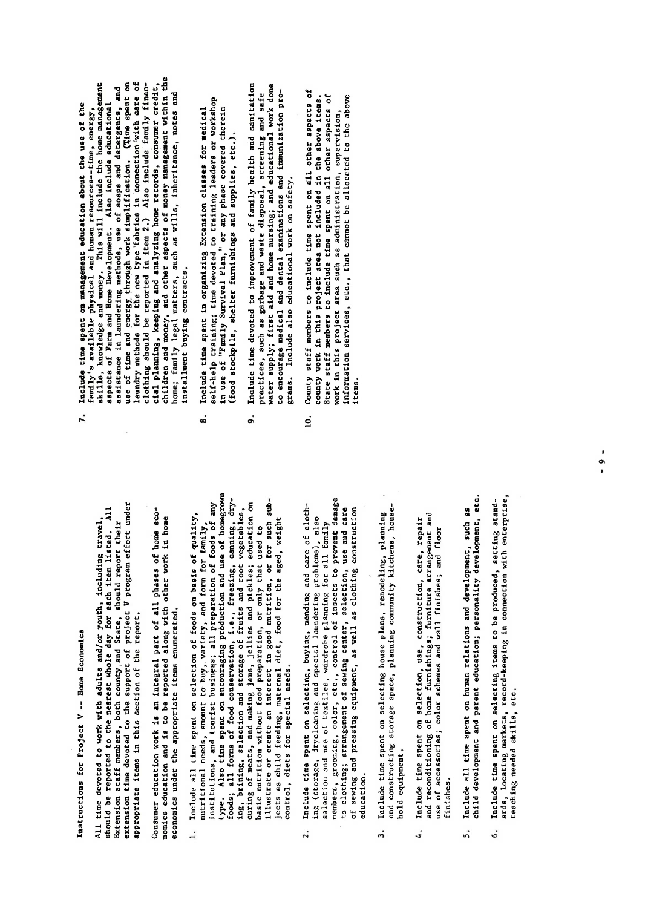## Instructions for Project V -- Home Economics

All time devoted to work with adults and/or youth, including travel, should be reported to the nearest whole day for each item listed. All Extension staff members, both county and State, should report their extension time devoted to the support of project V program effort under appropriate items in this section of the report.

Consumer education work is an integral part of all phases of home economics education and is to be reported along with other work in home economics under the appropriate items enumerated.

1. Include all time spent on selection of foods on basis of quality, nutritional needs, amount to buy, variety, and form for family, institutions, and tourist business; all preparation of foods of any type. Also time spent on encouraging production and use of homegrown foods; all forms of food conservation, i.e., freezing, canning, drying, brining, selection and storage of fruits and root vegetables, curing of meats, and making jams, jellies and pickles; education on basic nutrition without food preparation, or only that used to illustrate or create an interest in good nutrition, or for such subjects as child feeding, maternal diet, food for the aged, weight control, diets for special needs.

2. Include time spent on selecting, buying, mending and care of clothing (storage, drycleaning and special laundering problems), also selection and use of textiles, wardrobe planning for all family members, grooming, color, etc., control of insects to prevent damage to clothing; arrangement of sewing center, selection, use and care of sewing and pressing equipment, as well as clothing construction education.

3. Include time spent on selecting house plans, remodeling, planning and constructing storage space, planning community kitchens, household equipment.

4. Include time spent on selection, use, construction, care, repair and reconditioning of home furnishings; furniture arrangement and use of accessories; color schemes and wall finishes; and floor finishes.

5. Include all time spent on human relations and development, such as child development and parent education; personality development, etc.

6. Include time spent on selecting items to be produced, setting standards, locating markets, record-keeping in connection with enterprise, teaching needed skills, etc.

7. Include time spent on management education about the use of the family's available physical and human resources--time, energy, skills, knowledge and money. This will include the home management aspects of Farm and Home Development. Also include educational assistance in laundering methods, use of soaps and detergents, and use of time and energy through work simplification. (Time spent on laundry methods for the new type fabrics in connection with care of clothing should be reported in item 2.) Also include family financial planning, keeping and analyzing home records, consumer credit, children and money, and other aspects of money management within the home; family legal matters, such as wills, inheritance, notes and installment buying contracts.

8. Include time spent in organizing Extension classes for medical self-help training; time devoted to training leaders or workshop in use of "Family Survival Plan," or any phase covered therein (food stockpile, shelter furnishings and supplies, etc.).

9. Include time devoted to improvement of family health and sanitation practices, such as garbage and waste disposal, screening and safe water supply; first aid and home nursing; and educational work done to encourage medical and dental examinations and immunization programs. Include also educational work on safety.

10. County staff members to include time spent on all other aspects of county work in this project area not included in the above items. State staff members to include time spent on all other aspects of work in this project area such as administration, supervision, information services, etc., that cannot be allocated to the above items.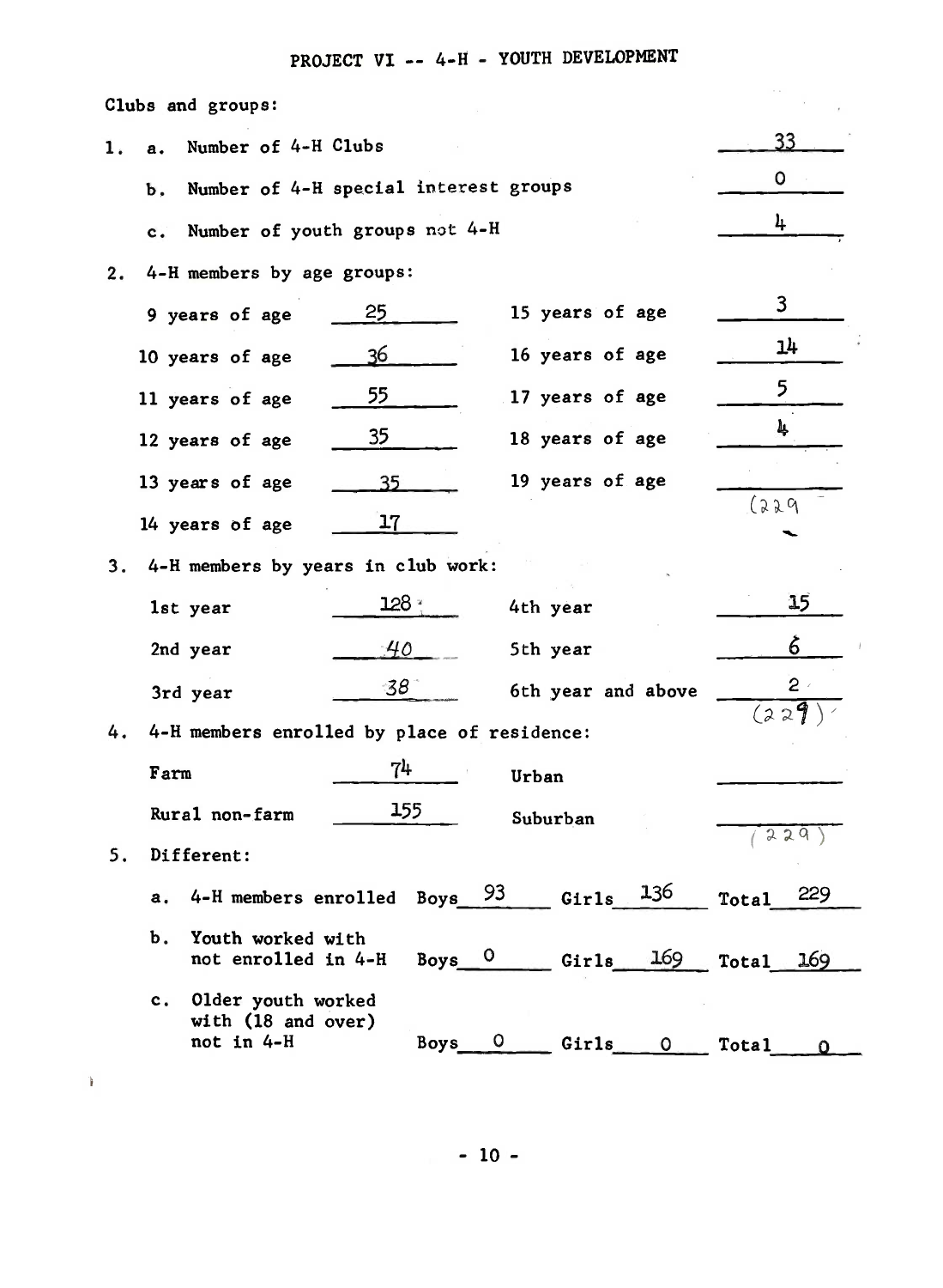## PROJECT VI -- 4-H - YOUTH DEVELOPMENT

Clubs and groups:

1. a. Number of 4-H Clubs — 33

   b. Number of 4-H special interest groups — 0

   c. Number of youth groups not 4-H — 4

2. 4-H members by age groups:

| | | | |
|---|---|---|---|
| 9 years of age | 25 | 15 years of age | 3 |
| 10 years of age | 36 | 16 years of age | 14 |
| 11 years of age | 55 | 17 years of age | 5 |
| 12 years of age | 35 | 18 years of age | 4 |
| 13 years of age | 35 | 19 years of age | |
| 14 years of age | 17 | | (229) |

3. 4-H members by years in club work:

| | | | |
|---|---|---|---|
| 1st year | 128 | 4th year | 15 |
| 2nd year | 40 | 5th year | 6 |
| 3rd year | 38 | 6th year and above | 2 |
| | | | (229) |

4. 4-H members enrolled by place of residence:

| | | | |
|---|---|---|---|
| Farm | 74 | Urban | |
| Rural non-farm | 155 | Suburban | |
| | | | (229) |

5. Different:

| | Boys | Girls | Total |
|---|---|---|---|
| a. 4-H members enrolled | 93 | 136 | 229 |
| b. Youth worked with not enrolled in 4-H | 0 | 169 | 169 |
| c. Older youth worked with (18 and over) not in 4-H | 0 | 0 | 0 |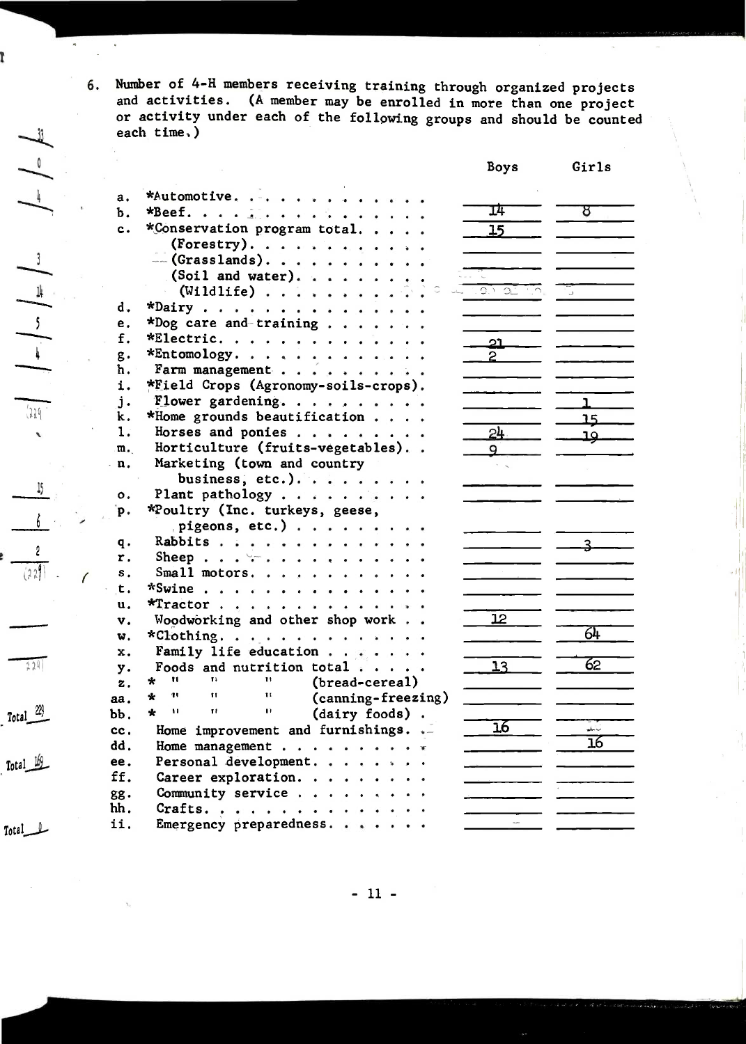6. Number of 4-H members receiving training through organized projects and activities. (A member may be enrolled in more than one project or activity under each of the following groups and should be counted each time.)

| | | Boys | Girls |
|---|---|---|---|
| a. | *Automotive | | |
| b. | *Beef | 14 | 8 |
| c. | *Conservation program total | 15 | |
| | (Forestry) | | |
| | (Grasslands) | | |
| | (Soil and water) | | |
| | (Wildlife) | | |
| d. | *Dairy | | |
| e. | *Dog care and training | | |
| f. | *Electric | 21 | |
| g. | *Entomology | 2 | |
| h. | Farm management | | |
| i. | *Field Crops (Agronomy-soils-crops) | | |
| j. | Flower gardening | | 1 |
| k. | *Home grounds beautification | | 15 |
| l. | Horses and ponies | 24 | 19 |
| m. | Horticulture (fruits-vegetables) | 9 | |
| n. | Marketing (town and country business, etc.) | | |
| o. | Plant pathology | | |
| p. | *Poultry (Inc. turkeys, geese, pigeons, etc.) | | |
| q. | Rabbits | | 3 |
| r. | Sheep | | |
| s. | Small motors | | |
| t. | *Swine | | |
| u. | *Tractor | | |
| v. | Woodworking and other shop work | 12 | |
| w. | *Clothing | | 64 |
| x. | Family life education | | |
| y. | Foods and nutrition total | 13 | 62 |
| z. | * " " " (bread-cereal) | | |
| aa. | * " " " (canning-freezing) | | |
| bb. | * " " " (dairy foods) | | |
| cc. | Home improvement and furnishings | 16 | |
| dd. | Home management | | 16 |
| ee. | Personal development | | |
| ff. | Career exploration | | |
| gg. | Community service | | |
| hh. | Crafts | | |
| ii. | Emergency preparedness | | |

Margin notes: 33, 0, 4, 3, 14, 5, 4, (229), 15, 6, 2, (229), 229, Total 229, Total 169, Total 0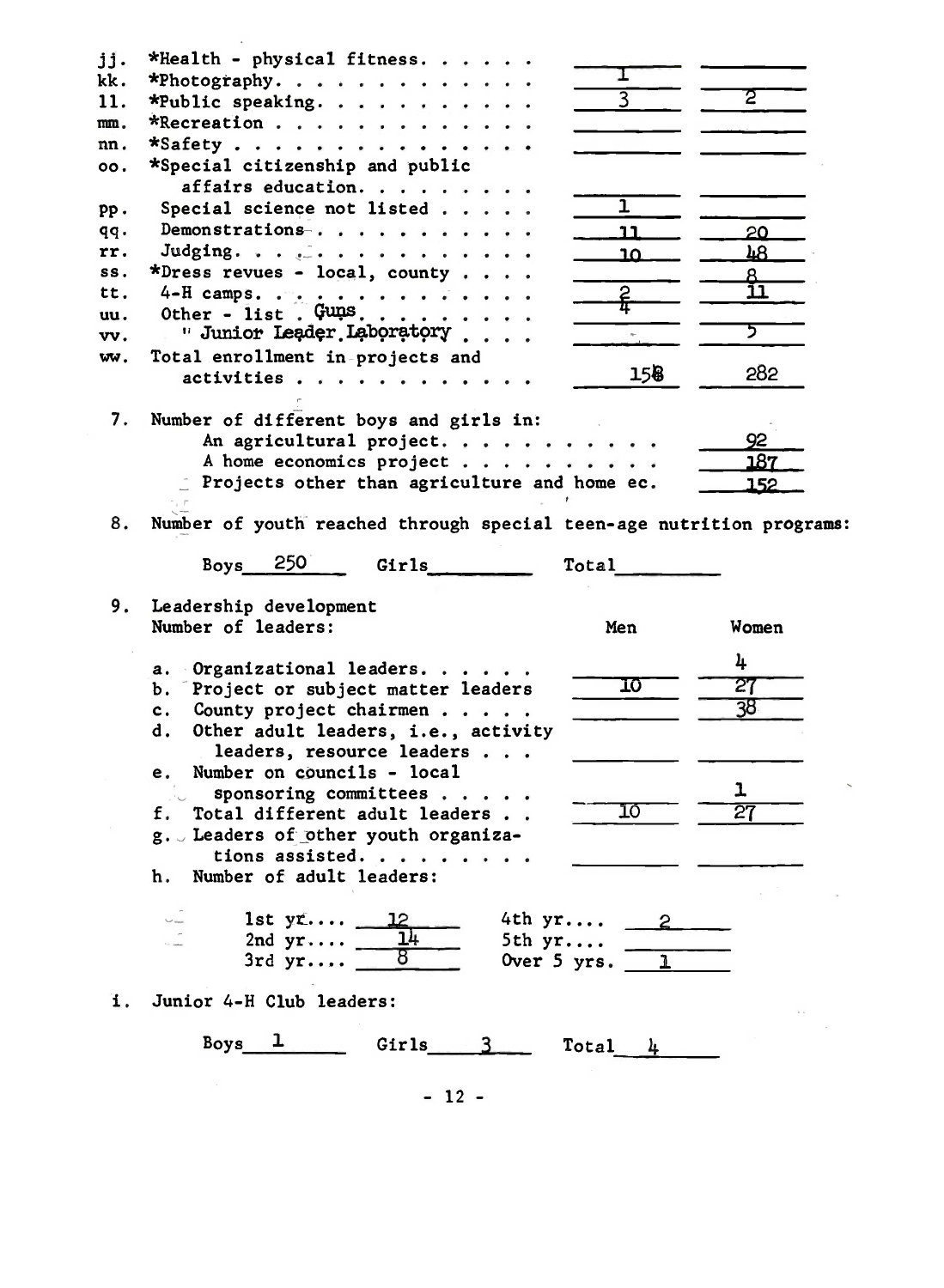| | | | |
|---|---|---|---|
| jj. | *Health - physical fitness. . . . . . | | |
| kk. | *Photography. . . . . . . . . . . . | 1 | |
| ll. | *Public speaking. . . . . . . . . . | 3 | 2 |
| mm. | *Recreation . . . . . . . . . . . . | | |
| nn. | *Safety . . . . . . . . . . . . . . | | |
| oo. | *Special citizenship and public affairs education. . . . . . . . . | | |
| pp. | Special science not listed . . . . . | 1 | |
| qq. | Demonstrations. . . . . . . . . . . | 11 | 20 |
| rr. | Judging. . . . . . . . . . . . . . | 10 | 48 |
| ss. | *Dress revues - local, county . . . . | | 8 |
| tt. | 4-H camps. . . . . . . . . . . . . | 2 | 11 |
| uu. | Other - list . Guns. . . . . . . . . | 4 | |
| vv. | " Junior Leader Laboratory . . . . | | 5 |
| ww. | Total enrollment in projects and activities . . . . . . . . . . . . | 158 | 282 |

7. Number of different boys and girls in:

| | |
|---|---|
| An agricultural project. . . . . . . . . . . | 92 |
| A home economics project . . . . . . . . . . | 187 |
| Projects other than agriculture and home ec. | 152 |

8. Number of youth reached through special teen-age nutrition programs:

Boys 250 Girls ______ Total ______

9. Leadership development
Number of leaders:

| | | Men | Women |
|---|---|---|---|
| a. | Organizational leaders. . . . . . | | 4 |
| b. | Project or subject matter leaders | 10 | 27 |
| c. | County project chairmen . . . . . | | 38 |
| d. | Other adult leaders, i.e., activity leaders, resource leaders . . . | | |
| e. | Number on councils - local sponsoring committees . . . . . | | 1 |
| f. | Total different adult leaders . . | 10 | 27 |
| g. | Leaders of other youth organizations assisted. . . . . . . . . | | |

h. Number of adult leaders:

| | | | |
|---|---|---|---|
| 1st yr.... | 12 | 4th yr.... | 2 |
| 2nd yr.... | 14 | 5th yr.... | |
| 3rd yr.... | 8 | Over 5 yrs. | 1 |

i. Junior 4-H Club leaders:

Boys 1 Girls 3 Total 4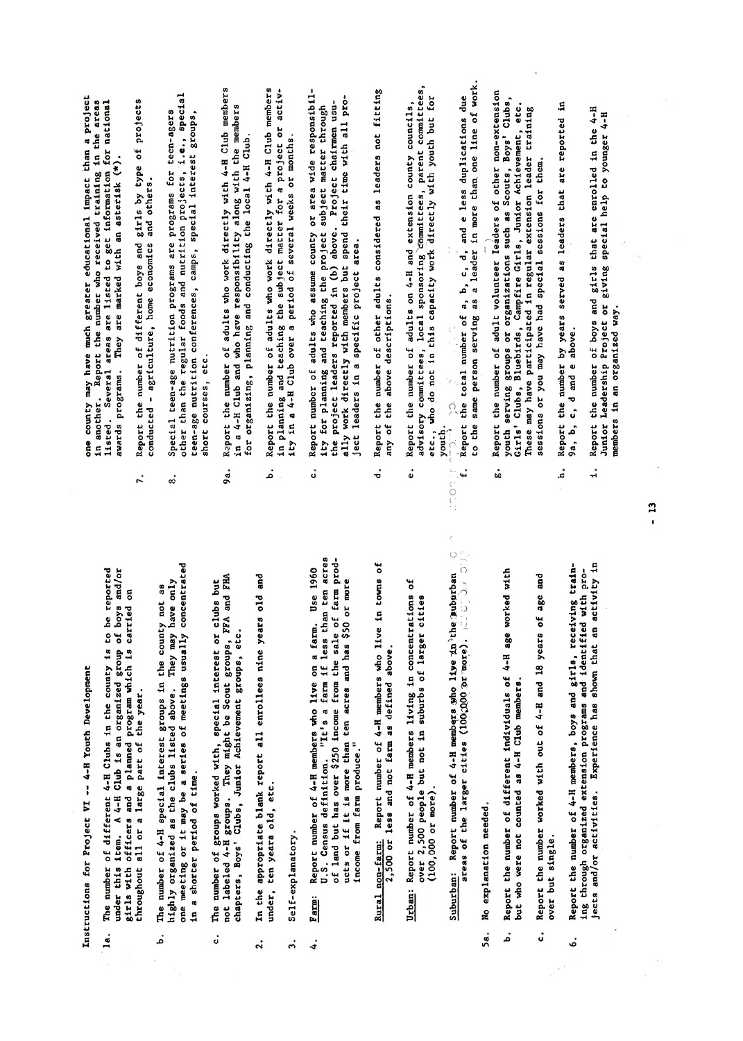Instructions for Project VI -- 4-H Youth Development

1a. The number of different 4-H Clubs in the county is to be reported under this item. A 4-H Club is an organized group of boys and/or girls with officers and a planned program which is carried on throughout all or a large part of the year.

b. The number of 4-H special interest groups in the county not as highly organized as the clubs listed above. They may have only one meeting or it may be a series of meetings usually concentrated in a shorter period of time.

c. The number of groups worked with, special interest or clubs but not labeled 4-H groups. They might be Scout groups, FFA and FHA chapters, Boys' Clubs, Junior Achievement groups, etc.

2. In the appropriate blank report all enrollees nine years old and under, ten years old, etc.

3. Self-explanatory.

4. Farm: Report number of 4-H members who live on a farm. Use 1960 U.S. Census definition. "It's a farm if less than ten acres of land but has over $250 income from the sale of farm products or if it is more than ten acres and has $50 or more income from farm produce."

Rural non-farm: Report number of 4-H members who live in towns of 2,500 or less and not farm as defined above.

Urban: Report number of 4-H members living in concentrations of over 2,500 people but not in suburbs of larger cities (100,000 or more).

Suburban: Report number of 4-H members who live in the suburban areas of the larger cities (100,000 or more).

5a. No explanation needed.

b. Report the number of different individuals of 4-H age worked with but who were not counted as 4-H Club members.

c. Report the number worked with out of 4-H and 18 years of age and over but single.

6. Report the number of 4-H members, boys and girls, receiving training through organized extension programs and identified with projects and/or activities. Experience has shown that an activity in one county may have much greater educational impact than a project in another. Report the number who received training in the areas listed. Several areas are listed to get information for national awards programs. They are marked with an asterisk (*).

7. Report the number of different boys and girls by type of projects conducted - agriculture, home economics and others.

8. Special teen-age nutrition programs are programs for teen-agers other than the regular foods and nutrition projects, i.e., special teen-age nutrition conferences, camps, special interest groups, short courses, etc.

9a. Report the number of adults who work directly with 4-H Club members in a 4-H Club and who have responsibility along with the members for organizing, planning and conducting the local 4-H Club.

b. Report the number of adults who work directly with 4-H Club members in planning and teaching the subject matter for a project or activity in a 4-H Club over a period of several weeks or months.

c. Report number of adults who assume county or area wide responsibility for planning and teaching the project subject matter through the project leaders reported in (b) above. Project chairmen usually work directly with members but spend their time with all project leaders in a specific project area.

d. Report the number of other adults considered as leaders not fitting any of the above descriptions.

e. Report the number of adults on 4-H and extension county councils, advisory committees, local sponsoring committees, parent committees, etc., who do not in this capacity work directly with youth but for youth.

f. Report the total number of a, b, c, d, and e less duplications due to the same person serving as a leader in more than one line of work.

g. Report the number of adult volunteer leaders of other non-extension youth serving groups or organizations such as Scouts, Boys' Clubs, Girls' Clubs, Bluebirds, Campfire Girls, Junior Achievement, etc. These may have participated in regular extension leader training sessions or you may have had special sessions for them.

h. Report the number by years served as leaders that are reported in 9a, b, c, d and e above.

i. Report the number of boys and girls that are enrolled in the 4-H Junior Leadership Project or giving special help to younger 4-H members in an organized way.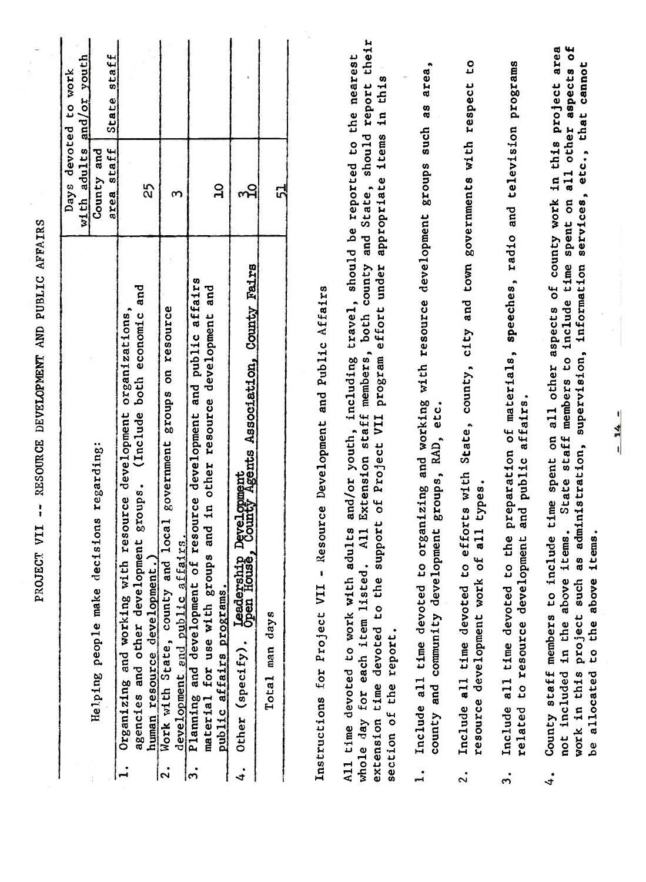# PROJECT VII -- RESOURCE DEVELOPMENT AND PUBLIC AFFAIRS

| Helping people make decisions regarding: | Days devoted to work with adults and/or youth | |
|---|---|---|
| | County and area staff | State staff |
| 1. Organizing and working with resource development organizations, agencies and other development groups. (Include both economic and human resource development.) | 25 | |
| 2. Work with State, county and local government groups on resource development and public affairs. | 3 | |
| 3. Planning and development of resource development and public affairs material for use with groups and in other resource development and public affairs programs. | 10 | |
| 4. Other (specify). Leadership Development<br>Open House, County Agents Association, County Fairs | 3<br>10 | |
| Total man days | 51 | |

## Instructions for Project VII - Resource Development and Public Affairs

All time devoted to work with adults and/or youth, including travel, should be reported to the nearest whole day for each item listed. All Extension staff members, both county and State, should report their extension time devoted to the support of Project VII program effort under appropriate items in this section of the report.

1. Include all time devoted to organizing and working with resource development groups such as area, county and community development groups, RAD, etc.

2. Include all time devoted to efforts with State, county, city and town governments with respect to resource development work of all types.

3. Include all time devoted to the preparation of materials, speeches, radio and television programs related to resource development and public affairs.

4. County staff members to include time spent on all other aspects of county work in this project area not included in the above items. State staff members to include time spent on all other aspects of work in this project such as administration, supervision, information services, etc., that cannot be allocated to the above items.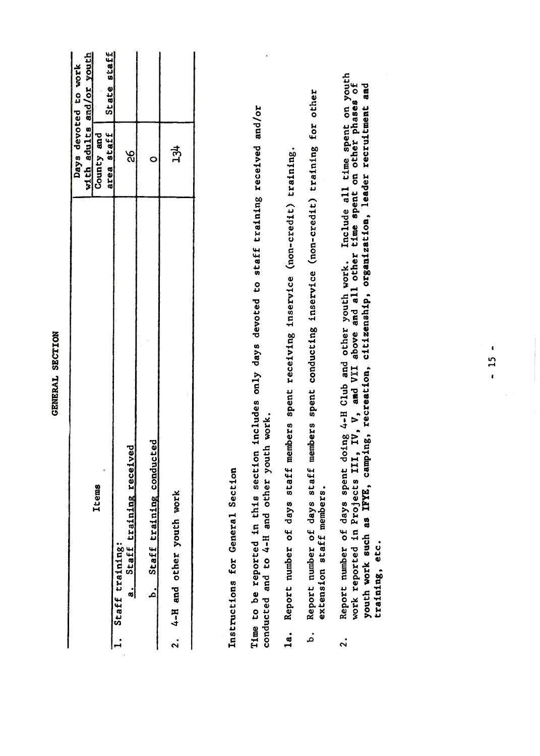## GENERAL SECTION

| Items | Days devoted to work with adults and/or youth | |
|---|---|---|
| | County and area staff | State staff |
| 1. Staff training: | | |
| a. Staff training received | 26 | |
| b. Staff training conducted | 0 | |
| 2. 4-H and other youth work | 134 | |

### Instructions for General Section

Time to be reported in this section includes only days devoted to staff training received and/or conducted and to 4-H and other youth work.

1a. Report number of days staff members spent receiving inservice (non-credit) training.

b. Report number of days staff members spent conducting inservice (non-credit) training for other extension staff members.

2. Report number of days spent doing 4-H Club and other youth work. Include all time spent on youth work reported in Projects III, IV, V, and VII above and all other time spent on other phases of youth work such as IFYE, camping, recreation, citizenship, organization, leader recruitment and training, etc.